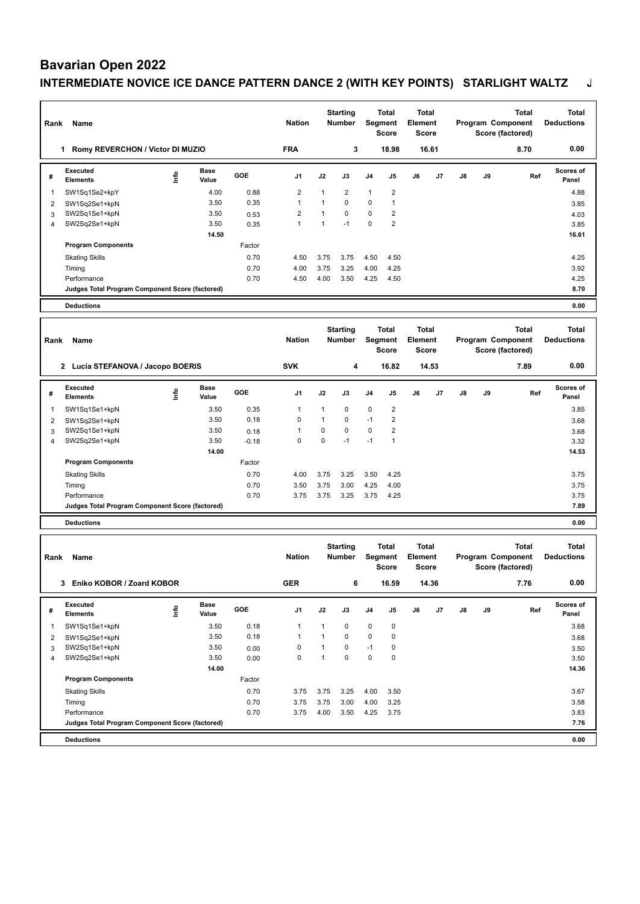# Bavarian Open 2022

## INTERMEDIATE NOVICE ICE DANCE PATTERN DANCE 2 (WITH KEY POINTS) STARLIGHT WALTZ J

| Rank | Name | Nation | Starting Number | Total Segment Score | Total Element Score | Total Program Component Score (factored) | Total Deductions |
|---|---|---|---|---|---|---|---|
| 1 | Romy REVERCHON / Victor DI MUZIO | FRA | 3 | 18.98 | 16.61 | 8.70 | 0.00 |

| # | Executed Elements | Info | Base Value | GOE | J1 | J2 | J3 | J4 | J5 | J6 | J7 | J8 | J9 | Ref | Scores of Panel |
|---|---|---|---|---|---|---|---|---|---|---|---|---|---|---|---|
| 1 | SW1Sq1Se2+kpY | | 4.00 | 0.88 | 2 | 1 | 2 | 1 | 2 | | | | | | 4.88 |
| 2 | SW1Sq2Se1+kpN | | 3.50 | 0.35 | 1 | 1 | 0 | 0 | 1 | | | | | | 3.85 |
| 3 | SW2Sq1Se1+kpN | | 3.50 | 0.53 | 2 | 1 | 0 | 0 | 2 | | | | | | 4.03 |
| 4 | SW2Sq2Se1+kpN | | 3.50 | 0.35 | 1 | 1 | -1 | 0 | 2 | | | | | | 3.85 |
| | | | 14.50 | | | | | | | | | | | | 16.61 |
| | **Program Components** | | | Factor | | | | | | | | | | | |
| | Skating Skills | | | 0.70 | 4.50 | 3.75 | 3.75 | 4.50 | 4.50 | | | | | | 4.25 |
| | Timing | | | 0.70 | 4.00 | 3.75 | 3.25 | 4.00 | 4.25 | | | | | | 3.92 |
| | Performance | | | 0.70 | 4.50 | 4.00 | 3.50 | 4.25 | 4.50 | | | | | | 4.25 |
| | **Judges Total Program Component Score (factored)** | | | | | | | | | | | | | | 8.70 |
| | **Deductions** | | | | | | | | | | | | | | 0.00 |

| Rank | Name | Nation | Starting Number | Total Segment Score | Total Element Score | Total Program Component Score (factored) | Total Deductions |
|---|---|---|---|---|---|---|---|
| 2 | Lucia STEFANOVA / Jacopo BOERIS | SVK | 4 | 16.82 | 14.53 | 7.89 | 0.00 |

| # | Executed Elements | Info | Base Value | GOE | J1 | J2 | J3 | J4 | J5 | J6 | J7 | J8 | J9 | Ref | Scores of Panel |
|---|---|---|---|---|---|---|---|---|---|---|---|---|---|---|---|
| 1 | SW1Sq1Se1+kpN | | 3.50 | 0.35 | 1 | 1 | 0 | 0 | 2 | | | | | | 3.85 |
| 2 | SW1Sq2Se1+kpN | | 3.50 | 0.18 | 0 | 1 | 0 | -1 | 2 | | | | | | 3.68 |
| 3 | SW2Sq1Se1+kpN | | 3.50 | 0.18 | 1 | 0 | 0 | 0 | 2 | | | | | | 3.68 |
| 4 | SW2Sq2Se1+kpN | | 3.50 | -0.18 | 0 | 0 | -1 | -1 | 1 | | | | | | 3.32 |
| | | | 14.00 | | | | | | | | | | | | 14.53 |
| | **Program Components** | | | Factor | | | | | | | | | | | |
| | Skating Skills | | | 0.70 | 4.00 | 3.75 | 3.25 | 3.50 | 4.25 | | | | | | 3.75 |
| | Timing | | | 0.70 | 3.50 | 3.75 | 3.00 | 4.25 | 4.00 | | | | | | 3.75 |
| | Performance | | | 0.70 | 3.75 | 3.75 | 3.25 | 3.75 | 4.25 | | | | | | 3.75 |
| | **Judges Total Program Component Score (factored)** | | | | | | | | | | | | | | 7.89 |
| | **Deductions** | | | | | | | | | | | | | | 0.00 |

| Rank | Name | Nation | Starting Number | Total Segment Score | Total Element Score | Total Program Component Score (factored) | Total Deductions |
|---|---|---|---|---|---|---|---|
| 3 | Eniko KOBOR / Zoard KOBOR | GER | 6 | 16.59 | 14.36 | 7.76 | 0.00 |

| # | Executed Elements | Info | Base Value | GOE | J1 | J2 | J3 | J4 | J5 | J6 | J7 | J8 | J9 | Ref | Scores of Panel |
|---|---|---|---|---|---|---|---|---|---|---|---|---|---|---|---|
| 1 | SW1Sq1Se1+kpN | | 3.50 | 0.18 | 1 | 1 | 0 | 0 | 0 | | | | | | 3.68 |
| 2 | SW1Sq2Se1+kpN | | 3.50 | 0.18 | 1 | 1 | 0 | 0 | 0 | | | | | | 3.68 |
| 3 | SW2Sq1Se1+kpN | | 3.50 | 0.00 | 0 | 1 | 0 | -1 | 0 | | | | | | 3.50 |
| 4 | SW2Sq2Se1+kpN | | 3.50 | 0.00 | 0 | 1 | 0 | 0 | 0 | | | | | | 3.50 |
| | | | 14.00 | | | | | | | | | | | | 14.36 |
| | **Program Components** | | | Factor | | | | | | | | | | | |
| | Skating Skills | | | 0.70 | 3.75 | 3.75 | 3.25 | 4.00 | 3.50 | | | | | | 3.67 |
| | Timing | | | 0.70 | 3.75 | 3.75 | 3.00 | 4.00 | 3.25 | | | | | | 3.58 |
| | Performance | | | 0.70 | 3.75 | 4.00 | 3.50 | 4.25 | 3.75 | | | | | | 3.83 |
| | **Judges Total Program Component Score (factored)** | | | | | | | | | | | | | | 7.76 |
| | **Deductions** | | | | | | | | | | | | | | 0.00 |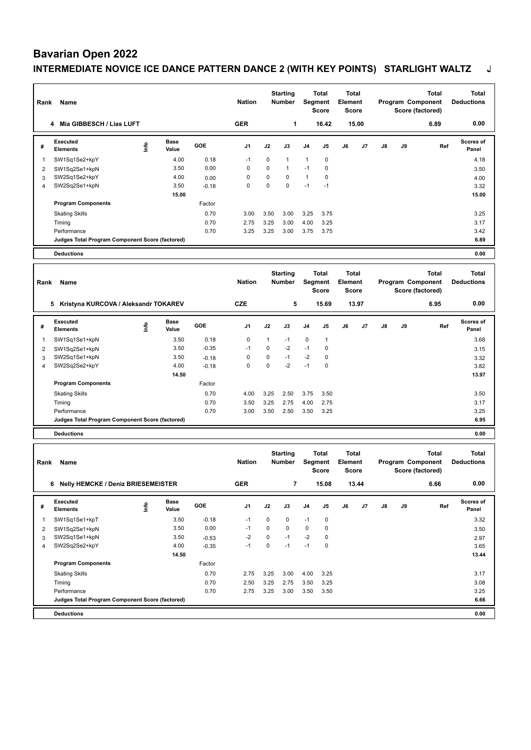# Bavarian Open 2022

## INTERMEDIATE NOVICE ICE DANCE PATTERN DANCE 2 (WITH KEY POINTS) STARLIGHT WALTZ J

| Rank | Name | Nation | Starting Number | Total Segment Score | Total Element Score | Total Program Component Score (factored) | Total Deductions |
|---|---|---|---|---|---|---|---|
| 4 | Mia GIBBESCH / Lias LUFT | GER | 1 | 16.42 | 15.00 | 6.89 | 0.00 |

| # | Executed Elements | Info | Base Value | GOE | J1 | J2 | J3 | J4 | J5 | J6 | J7 | J8 | J9 | Ref | Scores of Panel |
|---|---|---|---|---|---|---|---|---|---|---|---|---|---|---|---|
| 1 | SW1Sq1Se2+kpY | | 4.00 | 0.18 | -1 | 0 | 1 | 1 | 0 | | | | | | 4.18 |
| 2 | SW1Sq2Se1+kpN | | 3.50 | 0.00 | 0 | 0 | 1 | -1 | 0 | | | | | | 3.50 |
| 3 | SW2Sq1Se2+kpY | | 4.00 | 0.00 | 0 | 0 | 0 | 1 | 0 | | | | | | 4.00 |
| 4 | SW2Sq2Se1+kpN | | 3.50 | -0.18 | 0 | 0 | 0 | -1 | -1 | | | | | | 3.32 |
| | | | 15.00 | | | | | | | | | | | | 15.00 |
| | **Program Components** | | | Factor | | | | | | | | | | | |
| | Skating Skills | | | 0.70 | 3.00 | 3.50 | 3.00 | 3.25 | 3.75 | | | | | | 3.25 |
| | Timing | | | 0.70 | 2.75 | 3.25 | 3.00 | 4.00 | 3.25 | | | | | | 3.17 |
| | Performance | | | 0.70 | 3.25 | 3.25 | 3.00 | 3.75 | 3.75 | | | | | | 3.42 |
| | **Judges Total Program Component Score (factored)** | | | | | | | | | | | | | | 6.89 |
| | **Deductions** | | | | | | | | | | | | | | 0.00 |

| Rank | Name | Nation | Starting Number | Total Segment Score | Total Element Score | Total Program Component Score (factored) | Total Deductions |
|---|---|---|---|---|---|---|---|
| 5 | Kristyna KURCOVA / Aleksandr TOKAREV | CZE | 5 | 15.69 | 13.97 | 6.95 | 0.00 |

| # | Executed Elements | Info | Base Value | GOE | J1 | J2 | J3 | J4 | J5 | J6 | J7 | J8 | J9 | Ref | Scores of Panel |
|---|---|---|---|---|---|---|---|---|---|---|---|---|---|---|---|
| 1 | SW1Sq1Se1+kpN | | 3.50 | 0.18 | 0 | 1 | -1 | 0 | 1 | | | | | | 3.68 |
| 2 | SW1Sq2Se1+kpN | | 3.50 | -0.35 | -1 | 0 | -2 | -1 | 0 | | | | | | 3.15 |
| 3 | SW2Sq1Se1+kpN | | 3.50 | -0.18 | 0 | 0 | -1 | -2 | 0 | | | | | | 3.32 |
| 4 | SW2Sq2Se2+kpY | | 4.00 | -0.18 | 0 | 0 | -2 | -1 | 0 | | | | | | 3.82 |
| | | | 14.50 | | | | | | | | | | | | 13.97 |
| | **Program Components** | | | Factor | | | | | | | | | | | |
| | Skating Skills | | | 0.70 | 4.00 | 3.25 | 2.50 | 3.75 | 3.50 | | | | | | 3.50 |
| | Timing | | | 0.70 | 3.50 | 3.25 | 2.75 | 4.00 | 2.75 | | | | | | 3.17 |
| | Performance | | | 0.70 | 3.00 | 3.50 | 2.50 | 3.50 | 3.25 | | | | | | 3.25 |
| | **Judges Total Program Component Score (factored)** | | | | | | | | | | | | | | 6.95 |
| | **Deductions** | | | | | | | | | | | | | | 0.00 |

| Rank | Name | Nation | Starting Number | Total Segment Score | Total Element Score | Total Program Component Score (factored) | Total Deductions |
|---|---|---|---|---|---|---|---|
| 6 | Nelly HEMCKE / Deniz BRIESEMEISTER | GER | 7 | 15.08 | 13.44 | 6.66 | 0.00 |

| # | Executed Elements | Info | Base Value | GOE | J1 | J2 | J3 | J4 | J5 | J6 | J7 | J8 | J9 | Ref | Scores of Panel |
|---|---|---|---|---|---|---|---|---|---|---|---|---|---|---|---|
| 1 | SW1Sq1Se1+kpT | | 3.50 | -0.18 | -1 | 0 | 0 | -1 | 0 | | | | | | 3.32 |
| 2 | SW1Sq2Se1+kpN | | 3.50 | 0.00 | -1 | 0 | 0 | 0 | 0 | | | | | | 3.50 |
| 3 | SW2Sq1Se1+kpN | | 3.50 | -0.53 | -2 | 0 | -1 | -2 | 0 | | | | | | 2.97 |
| 4 | SW2Sq2Se2+kpY | | 4.00 | -0.35 | -1 | 0 | -1 | -1 | 0 | | | | | | 3.65 |
| | | | 14.50 | | | | | | | | | | | | 13.44 |
| | **Program Components** | | | Factor | | | | | | | | | | | |
| | Skating Skills | | | 0.70 | 2.75 | 3.25 | 3.00 | 4.00 | 3.25 | | | | | | 3.17 |
| | Timing | | | 0.70 | 2.50 | 3.25 | 2.75 | 3.50 | 3.25 | | | | | | 3.08 |
| | Performance | | | 0.70 | 2.75 | 3.25 | 3.00 | 3.50 | 3.50 | | | | | | 3.25 |
| | **Judges Total Program Component Score (factored)** | | | | | | | | | | | | | | 6.66 |
| | **Deductions** | | | | | | | | | | | | | | 0.00 |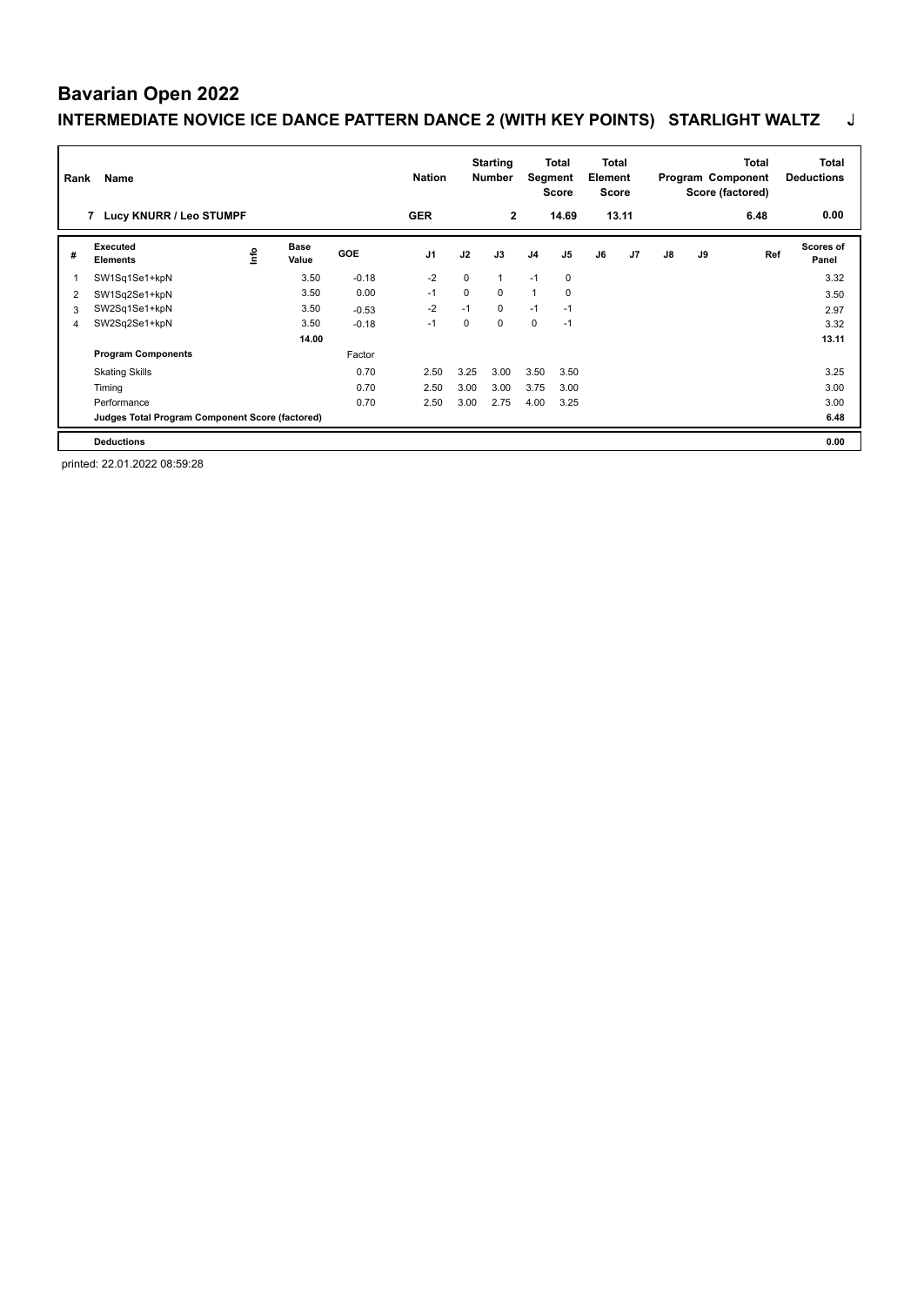# Bavarian Open 2022

## INTERMEDIATE NOVICE ICE DANCE PATTERN DANCE 2 (WITH KEY POINTS) STARLIGHT WALTZ J

| Rank | Name | Nation | Starting Number | Total Segment Score | Total Element Score | Total Program Component Score (factored) | Total Deductions |
|---|---|---|---|---|---|---|---|
| 7 | Lucy KNURR / Leo STUMPF | GER | 2 | 14.69 | 13.11 | 6.48 | 0.00 |

| # | Executed Elements | Info | Base Value | GOE | J1 | J2 | J3 | J4 | J5 | J6 | J7 | J8 | J9 | Ref | Scores of Panel |
|---|---|---|---|---|---|---|---|---|---|---|---|---|---|---|---|
| 1 | SW1Sq1Se1+kpN | | 3.50 | -0.18 | -2 | 0 | 1 | -1 | 0 | | | | | | 3.32 |
| 2 | SW1Sq2Se1+kpN | | 3.50 | 0.00 | -1 | 0 | 0 | 1 | 0 | | | | | | 3.50 |
| 3 | SW2Sq1Se1+kpN | | 3.50 | -0.53 | -2 | -1 | 0 | -1 | -1 | | | | | | 2.97 |
| 4 | SW2Sq2Se1+kpN | | 3.50 | -0.18 | -1 | 0 | 0 | 0 | -1 | | | | | | 3.32 |
| | | | 14.00 | | | | | | | | | | | | 13.11 |
| | **Program Components** | | | Factor | | | | | | | | | | | |
| | Skating Skills | | | 0.70 | 2.50 | 3.25 | 3.00 | 3.50 | 3.50 | | | | | | 3.25 |
| | Timing | | | 0.70 | 2.50 | 3.00 | 3.00 | 3.75 | 3.00 | | | | | | 3.00 |
| | Performance | | | 0.70 | 2.50 | 3.00 | 2.75 | 4.00 | 3.25 | | | | | | 3.00 |
| | **Judges Total Program Component Score (factored)** | | | | | | | | | | | | | | 6.48 |
| | **Deductions** | | | | | | | | | | | | | | 0.00 |

printed: 22.01.2022 08:59:28